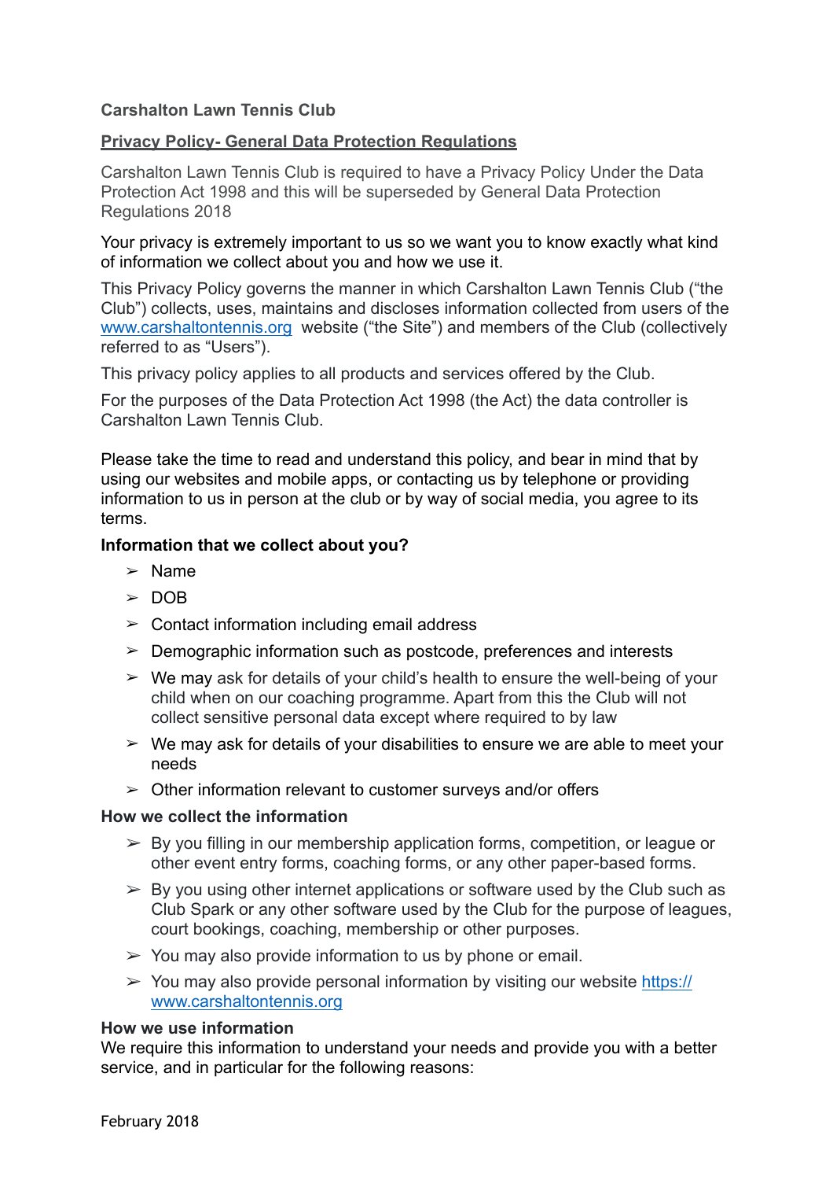**Carshalton Lawn Tennis Club**

**Privacy Policy- General Data Protection Regulations**

Carshalton Lawn Tennis Club is required to have a Privacy Policy Under the Data Protection Act 1998 and this will be superseded by General Data Protection Regulations 2018

Your privacy is extremely important to us so we want you to know exactly what kind of information we collect about you and how we use it.

This Privacy Policy governs the manner in which Carshalton Lawn Tennis Club (“the Club”) collects, uses, maintains and discloses information collected from users of the www.carshaltontennis.org website (“the Site”) and members of the Club (collectively referred to as “Users”).

This privacy policy applies to all products and services offered by the Club.

For the purposes of the Data Protection Act 1998 (the Act) the data controller is Carshalton Lawn Tennis Club.

Please take the time to read and understand this policy, and bear in mind that by using our websites and mobile apps, or contacting us by telephone or providing information to us in person at the club or by way of social media, you agree to its terms.

**Information that we collect about you?**

- Name
- DOB
- Contact information including email address
- Demographic information such as postcode, preferences and interests
- We may ask for details of your child’s health to ensure the well-being of your child when on our coaching programme. Apart from this the Club will not collect sensitive personal data except where required to by law
- We may ask for details of your disabilities to ensure we are able to meet your needs
- Other information relevant to customer surveys and/or offers

**How we collect the information**

- By you filling in our membership application forms, competition, or league or other event entry forms, coaching forms, or any other paper-based forms.
- By you using other internet applications or software used by the Club such as Club Spark or any other software used by the Club for the purpose of leagues, court bookings, coaching, membership or other purposes.
- You may also provide information to us by phone or email.
- You may also provide personal information by visiting our website https://www.carshaltontennis.org

**How we use information**

We require this information to understand your needs and provide you with a better service, and in particular for the following reasons:

February 2018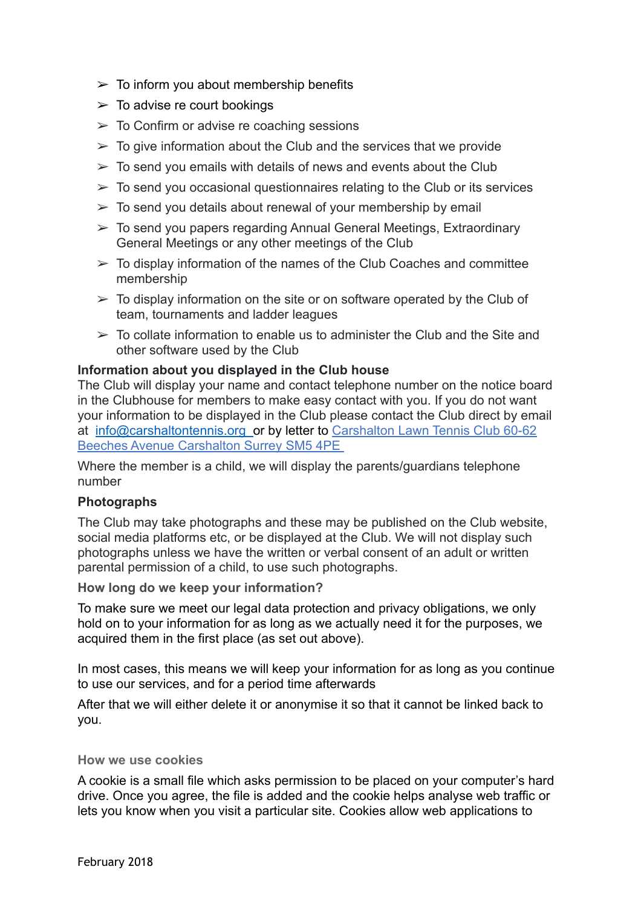- To inform you about membership benefits
- To advise re court bookings
- To Confirm or advise re coaching sessions
- To give information about the Club and the services that we provide
- To send you emails with details of news and events about the Club
- To send you occasional questionnaires relating to the Club or its services
- To send you details about renewal of your membership by email
- To send you papers regarding Annual General Meetings, Extraordinary General Meetings or any other meetings of the Club
- To display information of the names of the Club Coaches and committee membership
- To display information on the site or on software operated by the Club of team, tournaments and ladder leagues
- To collate information to enable us to administer the Club and the Site and other software used by the Club

**Information about you displayed in the Club house**

The Club will display your name and contact telephone number on the notice board in the Clubhouse for members to make easy contact with you. If you do not want your information to be displayed in the Club please contact the Club direct by email at info@carshaltontennis.org or by letter to Carshalton Lawn Tennis Club 60-62 Beeches Avenue Carshalton Surrey SM5 4PE

Where the member is a child, we will display the parents/guardians telephone number

**Photographs**

The Club may take photographs and these may be published on the Club website, social media platforms etc, or be displayed at the Club. We will not display such photographs unless we have the written or verbal consent of an adult or written parental permission of a child, to use such photographs.

**How long do we keep your information?**

To make sure we meet our legal data protection and privacy obligations, we only hold on to your information for as long as we actually need it for the purposes, we acquired them in the first place (as set out above).

In most cases, this means we will keep your information for as long as you continue to use our services, and for a period time afterwards

After that we will either delete it or anonymise it so that it cannot be linked back to you.

**How we use cookies**

A cookie is a small file which asks permission to be placed on your computer's hard drive. Once you agree, the file is added and the cookie helps analyse web traffic or lets you know when you visit a particular site. Cookies allow web applications to

February 2018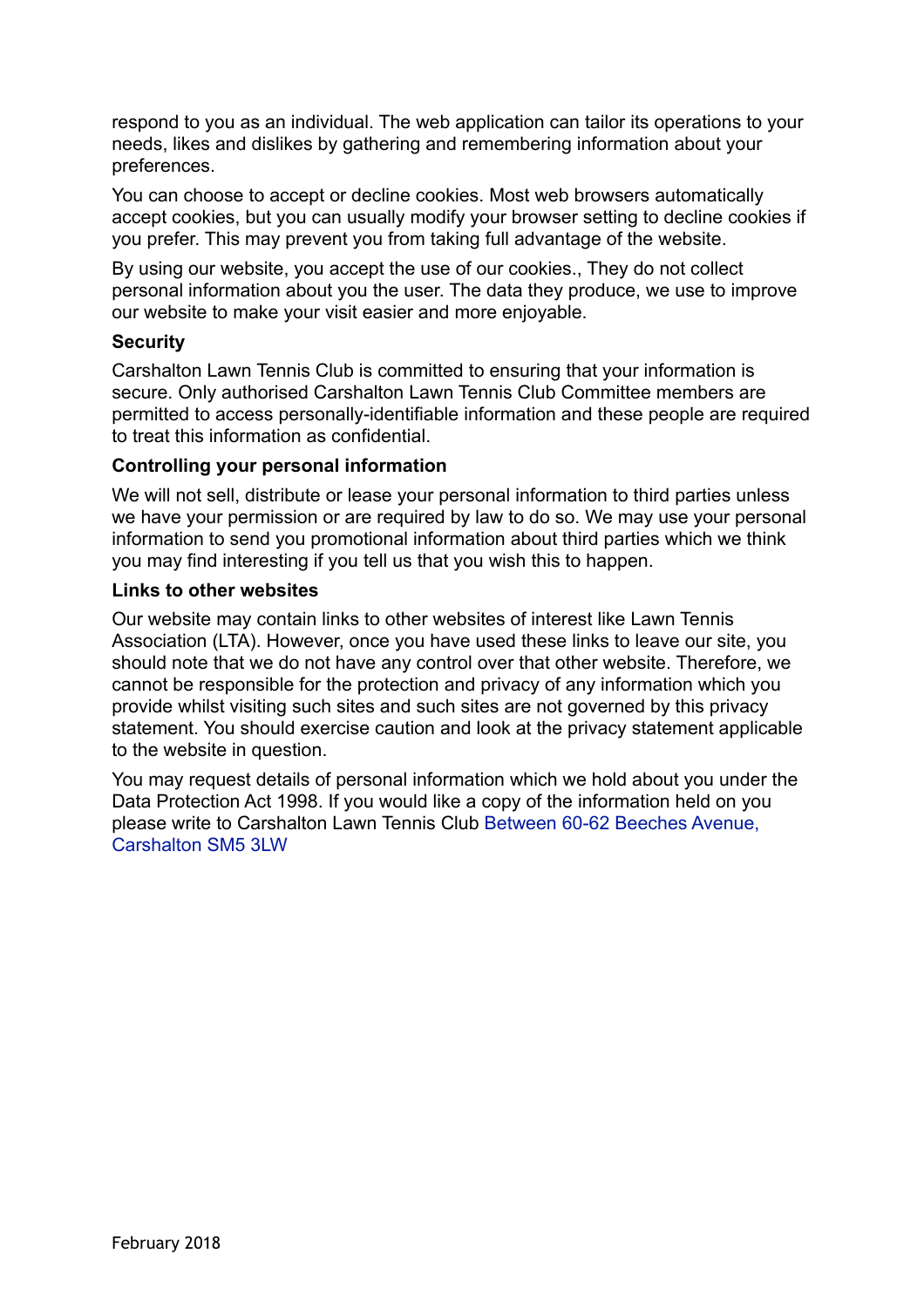respond to you as an individual. The web application can tailor its operations to your needs, likes and dislikes by gathering and remembering information about your preferences.

You can choose to accept or decline cookies. Most web browsers automatically accept cookies, but you can usually modify your browser setting to decline cookies if you prefer. This may prevent you from taking full advantage of the website.

By using our website, you accept the use of our cookies., They do not collect personal information about you the user. The data they produce, we use to improve our website to make your visit easier and more enjoyable.

**Security**

Carshalton Lawn Tennis Club is committed to ensuring that your information is secure. Only authorised Carshalton Lawn Tennis Club Committee members are permitted to access personally-identifiable information and these people are required to treat this information as confidential.

**Controlling your personal information**

We will not sell, distribute or lease your personal information to third parties unless we have your permission or are required by law to do so. We may use your personal information to send you promotional information about third parties which we think you may find interesting if you tell us that you wish this to happen.

**Links to other websites**

Our website may contain links to other websites of interest like Lawn Tennis Association (LTA). However, once you have used these links to leave our site, you should note that we do not have any control over that other website. Therefore, we cannot be responsible for the protection and privacy of any information which you provide whilst visiting such sites and such sites are not governed by this privacy statement. You should exercise caution and look at the privacy statement applicable to the website in question.

You may request details of personal information which we hold about you under the Data Protection Act 1998. If you would like a copy of the information held on you please write to Carshalton Lawn Tennis Club Between 60-62 Beeches Avenue, Carshalton SM5 3LW

February 2018